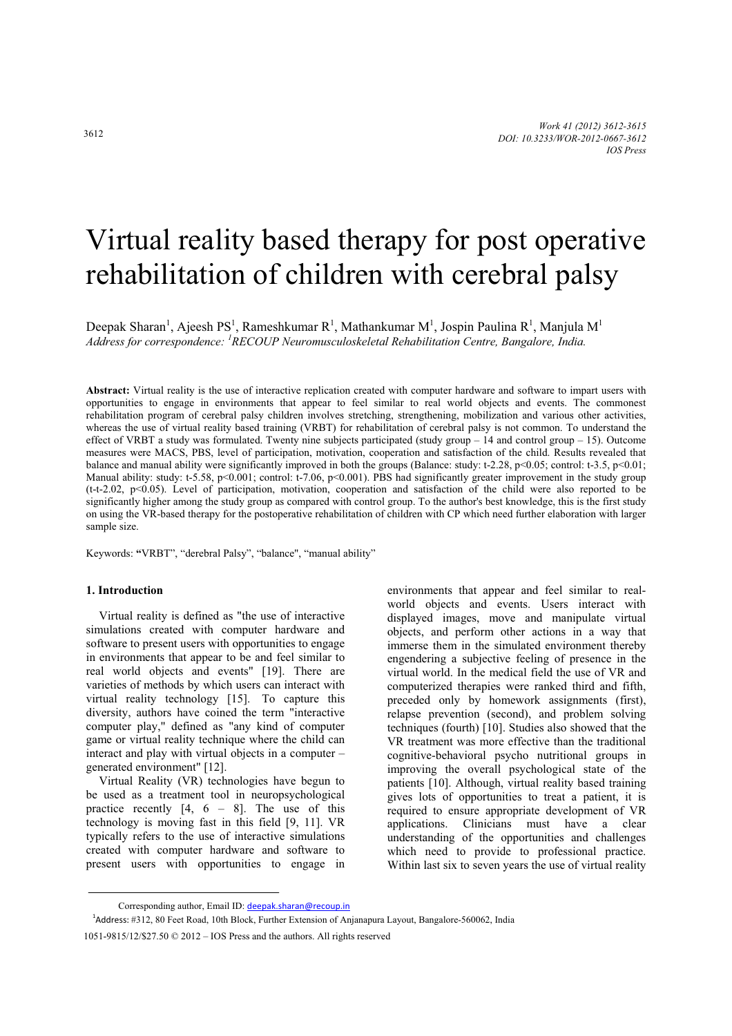# Virtual reality based therapy for post operative rehabilitation of children with cerebral palsy

Deepak Sharan[1], Ajeesh PS[1], Rameshkumar R[1], Mathankumar M[1], Jospin Paulina R[1], Manjula M[1]
*Address for correspondence: [1]RECOUP Neuromusculoskeletal Rehabilitation Centre, Bangalore, India.*

**Abstract:** Virtual reality is the use of interactive replication created with computer hardware and software to impart users with opportunities to engage in environments that appear to feel similar to real world objects and events. The commonest rehabilitation program of cerebral palsy children involves stretching, strengthening, mobilization and various other activities, whereas the use of virtual reality based training (VRBT) for rehabilitation of cerebral palsy is not common. To understand the effect of VRBT a study was formulated. Twenty nine subjects participated (study group – 14 and control group – 15). Outcome measures were MACS, PBS, level of participation, motivation, cooperation and satisfaction of the child. Results revealed that balance and manual ability were significantly improved in both the groups (Balance: study: t-2.28, $p<0.05$; control: t-3.5, $p<0.01$; Manual ability: study: t-5.58, $p<0.001$; control: t-7.06, $p<0.001$). PBS had significantly greater improvement in the study group (t-t-2.02, $p<0.05$). Level of participation, motivation, cooperation and satisfaction of the child were also reported to be significantly higher among the study group as compared with control group. To the author's best knowledge, this is the first study on using the VR-based therapy for the postoperative rehabilitation of children with CP which need further elaboration with larger sample size.

Keywords: **"**VRBT", "derebral Palsy", "balance", "manual ability"

## 1. Introduction

Virtual reality is defined as "the use of interactive simulations created with computer hardware and software to present users with opportunities to engage in environments that appear to be and feel similar to real world objects and events" [19]. There are varieties of methods by which users can interact with virtual reality technology [15]. To capture this diversity, authors have coined the term "interactive computer play," defined as "any kind of computer game or virtual reality technique where the child can interact and play with virtual objects in a computer – generated environment" [12].

Virtual Reality (VR) technologies have begun to be used as a treatment tool in neuropsychological practice recently [4, 6 – 8]. The use of this technology is moving fast in this field [9, 11]. VR typically refers to the use of interactive simulations created with computer hardware and software to present users with opportunities to engage in environments that appear and feel similar to real-world objects and events. Users interact with displayed images, move and manipulate virtual objects, and perform other actions in a way that immerse them in the simulated environment thereby engendering a subjective feeling of presence in the virtual world. In the medical field the use of VR and computerized therapies were ranked third and fifth, preceded only by homework assignments (first), relapse prevention (second), and problem solving techniques (fourth) [10]. Studies also showed that the VR treatment was more effective than the traditional cognitive-behavioral psycho nutritional groups in improving the overall psychological state of the patients [10]. Although, virtual reality based training gives lots of opportunities to treat a patient, it is required to ensure appropriate development of VR applications. Clinicians must have a clear understanding of the opportunities and challenges which need to provide to professional practice. Within last six to seven years the use of virtual reality

Corresponding author, Email ID: deepak.sharan@recoup.in

[1]Address: #312, 80 Feet Road, 10th Block, Further Extension of Anjanapura Layout, Bangalore-560062, India

1051-9815/12/$27.50 © 2012 – IOS Press and the authors. All rights reserved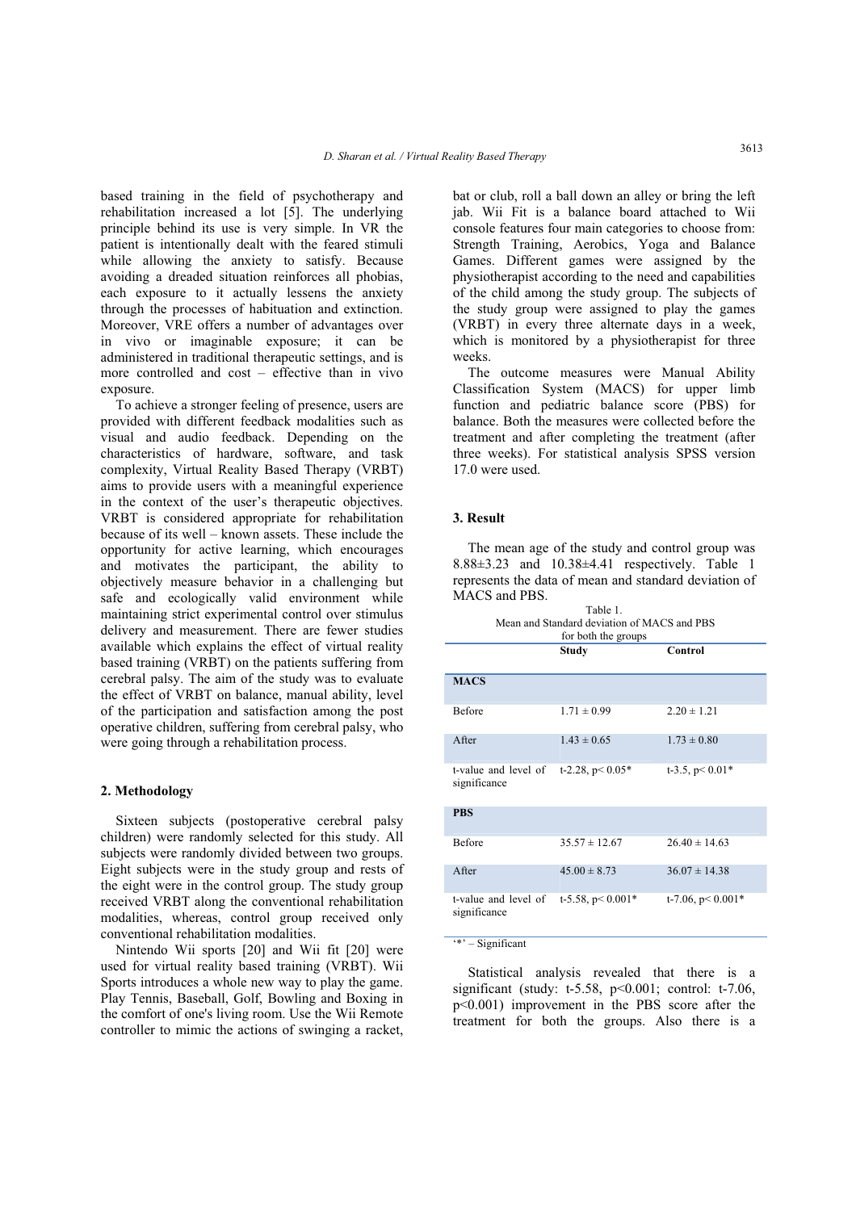based training in the field of psychotherapy and rehabilitation increased a lot [5]. The underlying principle behind its use is very simple. In VR the patient is intentionally dealt with the feared stimuli while allowing the anxiety to satisfy. Because avoiding a dreaded situation reinforces all phobias, each exposure to it actually lessens the anxiety through the processes of habituation and extinction. Moreover, VRE offers a number of advantages over in vivo or imaginable exposure; it can be administered in traditional therapeutic settings, and is more controlled and cost – effective than in vivo exposure.

To achieve a stronger feeling of presence, users are provided with different feedback modalities such as visual and audio feedback. Depending on the characteristics of hardware, software, and task complexity, Virtual Reality Based Therapy (VRBT) aims to provide users with a meaningful experience in the context of the user's therapeutic objectives. VRBT is considered appropriate for rehabilitation because of its well – known assets. These include the opportunity for active learning, which encourages and motivates the participant, the ability to objectively measure behavior in a challenging but safe and ecologically valid environment while maintaining strict experimental control over stimulus delivery and measurement. There are fewer studies available which explains the effect of virtual reality based training (VRBT) on the patients suffering from cerebral palsy. The aim of the study was to evaluate the effect of VRBT on balance, manual ability, level of the participation and satisfaction among the post operative children, suffering from cerebral palsy, who were going through a rehabilitation process.

## 2. Methodology

Sixteen subjects (postoperative cerebral palsy children) were randomly selected for this study. All subjects were randomly divided between two groups. Eight subjects were in the study group and rests of the eight were in the control group. The study group received VRBT along the conventional rehabilitation modalities, whereas, control group received only conventional rehabilitation modalities.

Nintendo Wii sports [20] and Wii fit [20] were used for virtual reality based training (VRBT). Wii Sports introduces a whole new way to play the game. Play Tennis, Baseball, Golf, Bowling and Boxing in the comfort of one's living room. Use the Wii Remote controller to mimic the actions of swinging a racket, bat or club, roll a ball down an alley or bring the left jab. Wii Fit is a balance board attached to Wii console features four main categories to choose from: Strength Training, Aerobics, Yoga and Balance Games. Different games were assigned by the physiotherapist according to the need and capabilities of the child among the study group. The subjects of the study group were assigned to play the games (VRBT) in every three alternate days in a week, which is monitored by a physiotherapist for three weeks.

The outcome measures were Manual Ability Classification System (MACS) for upper limb function and pediatric balance score (PBS) for balance. Both the measures were collected before the treatment and after completing the treatment (after three weeks). For statistical analysis SPSS version 17.0 were used.

## 3. Result

The mean age of the study and control group was 8.88±3.23 and 10.38±4.41 respectively. Table 1 represents the data of mean and standard deviation of MACS and PBS.

Table 1.
Mean and Standard deviation of MACS and PBS for both the groups

| | Study | Control |
|---|---|---|
| **MACS** | | |
| Before | 1.71 ± 0.99 | 2.20 ± 1.21 |
| After | 1.43 ± 0.65 | 1.73 ± 0.80 |
| t-value and level of significance | t-2.28, $p < 0.05$* | t-3.5, $p < 0.01$* |
| **PBS** | | |
| Before | 35.57 ± 12.67 | 26.40 ± 14.63 |
| After | 45.00 ± 8.73 | 36.07 ± 14.38 |
| t-value and level of significance | t-5.58, $p < 0.001$* | t-7.06, $p < 0.001$* |

'*' – Significant

Statistical analysis revealed that there is a significant (study: t-5.58, $p<0.001$; control: t-7.06, $p<0.001$) improvement in the PBS score after the treatment for both the groups. Also there is a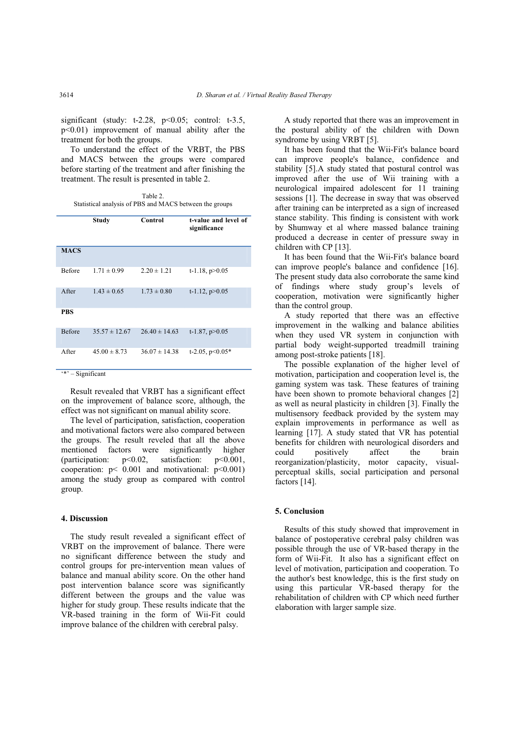significant (study: t-2.28, $p<0.05$; control: t-3.5, $p<0.01$) improvement of manual ability after the treatment for both the groups.

To understand the effect of the VRBT, the PBS and MACS between the groups were compared before starting of the treatment and after finishing the treatment. The result is presented in table 2.

Table 2.
Statistical analysis of PBS and MACS between the groups

| | Study | Control | t-value and level of significance |
|---|---|---|---|
| **MACS** | | | |
| Before | 1.71 ± 0.99 | 2.20 ± 1.21 | t-1.18, $p>0.05$ |
| After | 1.43 ± 0.65 | 1.73 ± 0.80 | t-1.12, $p>0.05$ |
| **PBS** | | | |
| Before | 35.57 ± 12.67 | 26.40 ± 14.63 | t-1.87, $p>0.05$ |
| After | 45.00 ± 8.73 | 36.07 ± 14.38 | t-2.05, $p<0.05$* |

'*' – Significant

Result revealed that VRBT has a significant effect on the improvement of balance score, although, the effect was not significant on manual ability score.

The level of participation, satisfaction, cooperation and motivational factors were also compared between the groups. The result reveled that all the above mentioned factors were significantly higher (participation: $p<0.02$, satisfaction: $p<0.001$, cooperation: $p< 0.001$ and motivational: $p<0.001$) among the study group as compared with control group.

## 4. Discussion

The study result revealed a significant effect of VRBT on the improvement of balance. There were no significant difference between the study and control groups for pre-intervention mean values of balance and manual ability score. On the other hand post intervention balance score was significantly different between the groups and the value was higher for study group. These results indicate that the VR-based training in the form of Wii-Fit could improve balance of the children with cerebral palsy.

A study reported that there was an improvement in the postural ability of the children with Down syndrome by using VRBT [5].

It has been found that the Wii-Fit's balance board can improve people's balance, confidence and stability [5].A study stated that postural control was improved after the use of Wii training with a neurological impaired adolescent for 11 training sessions [1]. The decrease in sway that was observed after training can be interpreted as a sign of increased stance stability. This finding is consistent with work by Shumway et al where massed balance training produced a decrease in center of pressure sway in children with CP [13].

It has been found that the Wii-Fit's balance board can improve people's balance and confidence [16]. The present study data also corroborate the same kind of findings where study group's levels of cooperation, motivation were significantly higher than the control group.

A study reported that there was an effective improvement in the walking and balance abilities when they used VR system in conjunction with partial body weight-supported treadmill training among post-stroke patients [18].

The possible explanation of the higher level of motivation, participation and cooperation level is, the gaming system was task. These features of training have been shown to promote behavioral changes [2] as well as neural plasticity in children [3]. Finally the multisensory feedback provided by the system may explain improvements in performance as well as learning [17]. A study stated that VR has potential benefits for children with neurological disorders and could positively affect the brain reorganization/plasticity, motor capacity, visual-perceptual skills, social participation and personal factors [14].

## 5. Conclusion

Results of this study showed that improvement in balance of postoperative cerebral palsy children was possible through the use of VR-based therapy in the form of Wii-Fit. It also has a significant effect on level of motivation, participation and cooperation. To the author's best knowledge, this is the first study on using this particular VR-based therapy for the rehabilitation of children with CP which need further elaboration with larger sample size.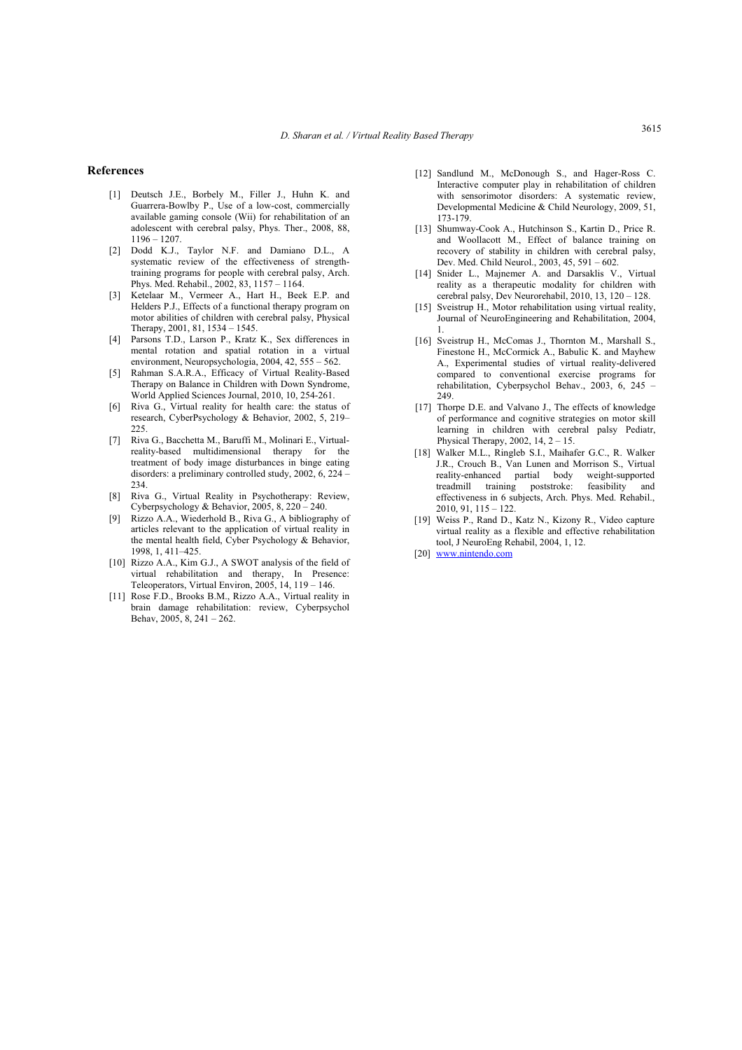## References

[1] Deutsch J.E., Borbely M., Filler J., Huhn K. and Guarrera-Bowlby P., Use of a low-cost, commercially available gaming console (Wii) for rehabilitation of an adolescent with cerebral palsy, Phys. Ther., 2008, 88, 1196 – 1207.

[2] Dodd K.J., Taylor N.F. and Damiano D.L., A systematic review of the effectiveness of strength-training programs for people with cerebral palsy, Arch. Phys. Med. Rehabil., 2002, 83, 1157 – 1164.

[3] Ketelaar M., Vermeer A., Hart H., Beek E.P. and Helders P.J., Effects of a functional therapy program on motor abilities of children with cerebral palsy, Physical Therapy, 2001, 81, 1534 – 1545.

[4] Parsons T.D., Larson P., Kratz K., Sex differences in mental rotation and spatial rotation in a virtual environment, Neuropsychologia, 2004, 42, 555 – 562.

[5] Rahman S.A.R.A., Efficacy of Virtual Reality-Based Therapy on Balance in Children with Down Syndrome, World Applied Sciences Journal, 2010, 10, 254-261.

[6] Riva G., Virtual reality for health care: the status of research, CyberPsychology & Behavior, 2002, 5, 219–225.

[7] Riva G., Bacchetta M., Baruffi M., Molinari E., Virtual-reality-based multidimensional therapy for the treatment of body image disturbances in binge eating disorders: a preliminary controlled study, 2002, 6, 224 – 234.

[8] Riva G., Virtual Reality in Psychotherapy: Review, Cyberpsychology & Behavior, 2005, 8, 220 – 240.

[9] Rizzo A.A., Wiederhold B., Riva G., A bibliography of articles relevant to the application of virtual reality in the mental health field, Cyber Psychology & Behavior, 1998, 1, 411–425.

[10] Rizzo A.A., Kim G.J., A SWOT analysis of the field of virtual rehabilitation and therapy, In Presence: Teleoperators, Virtual Environ, 2005, 14, 119 – 146.

[11] Rose F.D., Brooks B.M., Rizzo A.A., Virtual reality in brain damage rehabilitation: review, Cyberpsychol Behav, 2005, 8, 241 – 262.

[12] Sandlund M., McDonough S., and Hager-Ross C. Interactive computer play in rehabilitation of children with sensorimotor disorders: A systematic review, Developmental Medicine & Child Neurology, 2009, 51, 173-179.

[13] Shumway-Cook A., Hutchinson S., Kartin D., Price R. and Woollacott M., Effect of balance training on recovery of stability in children with cerebral palsy, Dev. Med. Child Neurol., 2003, 45, 591 – 602.

[14] Snider L., Majnemer A. and Darsaklis V., Virtual reality as a therapeutic modality for children with cerebral palsy, Dev Neurorehabil, 2010, 13, 120 – 128.

[15] Sveistrup H., Motor rehabilitation using virtual reality, Journal of NeuroEngineering and Rehabilitation, 2004, 1.

[16] Sveistrup H., McComas J., Thornton M., Marshall S., Finestone H., McCormick A., Babulic K. and Mayhew A., Experimental studies of virtual reality-delivered compared to conventional exercise programs for rehabilitation, Cyberpsychol Behav., 2003, 6, 245 – 249.

[17] Thorpe D.E. and Valvano J., The effects of knowledge of performance and cognitive strategies on motor skill learning in children with cerebral palsy Pediatr, Physical Therapy, 2002, 14, 2 – 15.

[18] Walker M.L., Ringleb S.I., Maihafer G.C., R. Walker J.R., Crouch B., Van Lunen and Morrison S., Virtual reality-enhanced partial body weight-supported treadmill training poststroke: feasibility and effectiveness in 6 subjects, Arch. Phys. Med. Rehabil., 2010, 91, 115 – 122.

[19] Weiss P., Rand D., Katz N., Kizony R., Video capture virtual reality as a flexible and effective rehabilitation tool, J NeuroEng Rehabil, 2004, 1, 12.

[20] www.nintendo.com